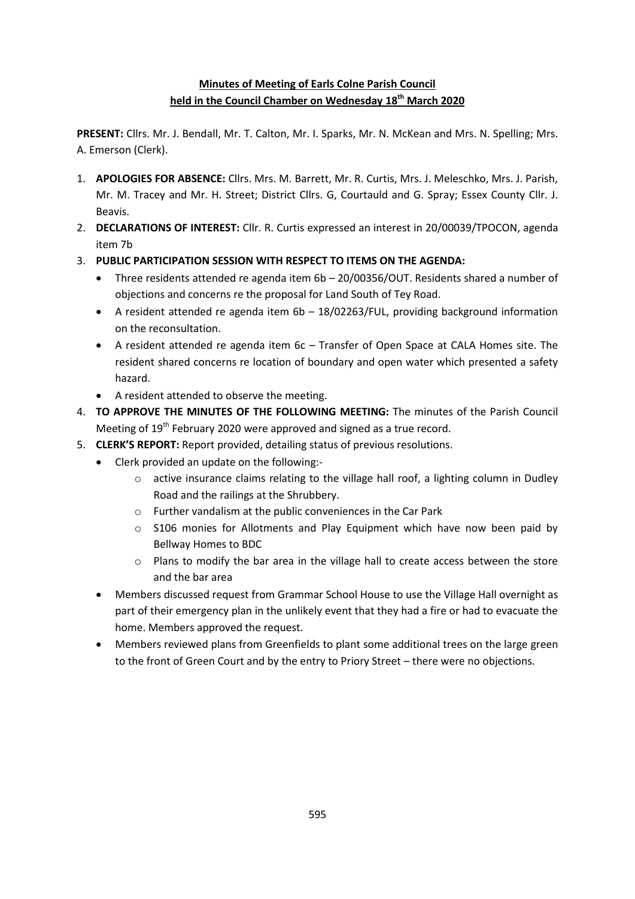**Minutes of Meeting of Earls Colne Parish Council**
**held in the Council Chamber on Wednesday 18th March 2020**

**PRESENT:** Cllrs. Mr. J. Bendall, Mr. T. Calton, Mr. I. Sparks, Mr. N. McKean and Mrs. N. Spelling; Mrs. A. Emerson (Clerk).

1. **APOLOGIES FOR ABSENCE:** Cllrs. Mrs. M. Barrett, Mr. R. Curtis, Mrs. J. Meleschko, Mrs. J. Parish, Mr. M. Tracey and Mr. H. Street; District Cllrs. G, Courtauld and G. Spray; Essex County Cllr. J. Beavis.
2. **DECLARATIONS OF INTEREST:** Cllr. R. Curtis expressed an interest in 20/00039/TPOCON, agenda item 7b
3. **PUBLIC PARTICIPATION SESSION WITH RESPECT TO ITEMS ON THE AGENDA:**
   - Three residents attended re agenda item 6b – 20/00356/OUT. Residents shared a number of objections and concerns re the proposal for Land South of Tey Road.
   - A resident attended re agenda item 6b – 18/02263/FUL, providing background information on the reconsultation.
   - A resident attended re agenda item 6c – Transfer of Open Space at CALA Homes site. The resident shared concerns re location of boundary and open water which presented a safety hazard.
   - A resident attended to observe the meeting.
4. **TO APPROVE THE MINUTES OF THE FOLLOWING MEETING:** The minutes of the Parish Council Meeting of 19th February 2020 were approved and signed as a true record.
5. **CLERK'S REPORT:** Report provided, detailing status of previous resolutions.
   - Clerk provided an update on the following:-
     - active insurance claims relating to the village hall roof, a lighting column in Dudley Road and the railings at the Shrubbery.
     - Further vandalism at the public conveniences in the Car Park
     - S106 monies for Allotments and Play Equipment which have now been paid by Bellway Homes to BDC
     - Plans to modify the bar area in the village hall to create access between the store and the bar area
   - Members discussed request from Grammar School House to use the Village Hall overnight as part of their emergency plan in the unlikely event that they had a fire or had to evacuate the home. Members approved the request.
   - Members reviewed plans from Greenfields to plant some additional trees on the large green to the front of Green Court and by the entry to Priory Street – there were no objections.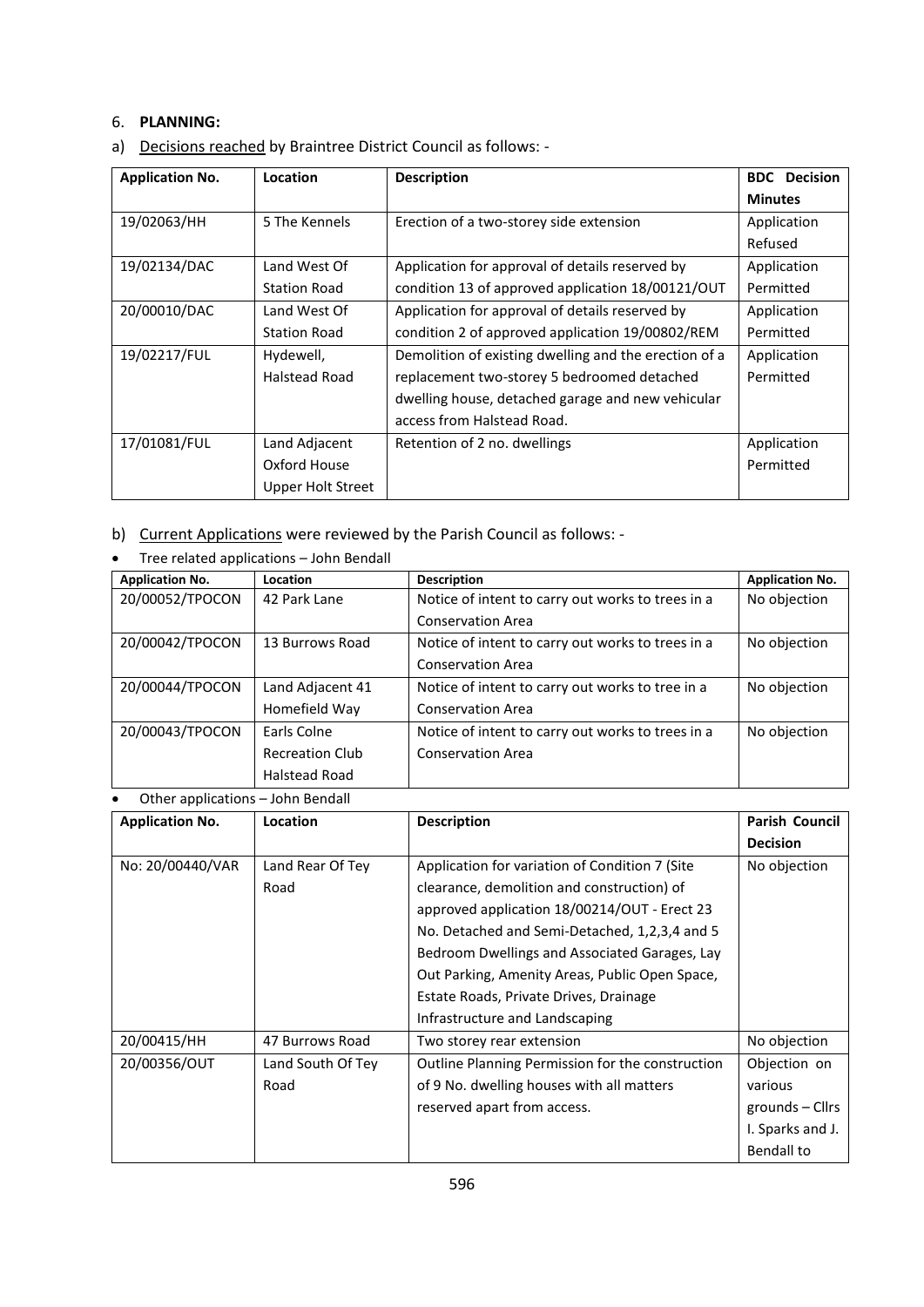6. **PLANNING:**

a) Decisions reached by Braintree District Council as follows: -

| Application No. | Location | Description | BDC Decision Minutes |
|---|---|---|---|
| 19/02063/HH | 5 The Kennels | Erection of a two-storey side extension | Application Refused |
| 19/02134/DAC | Land West Of Station Road | Application for approval of details reserved by condition 13 of approved application 18/00121/OUT | Application Permitted |
| 20/00010/DAC | Land West Of Station Road | Application for approval of details reserved by condition 2 of approved application 19/00802/REM | Application Permitted |
| 19/02217/FUL | Hydewell, Halstead Road | Demolition of existing dwelling and the erection of a replacement two-storey 5 bedroomed detached dwelling house, detached garage and new vehicular access from Halstead Road. | Application Permitted |
| 17/01081/FUL | Land Adjacent Oxford House Upper Holt Street | Retention of 2 no. dwellings | Application Permitted |

b) Current Applications were reviewed by the Parish Council as follows: -

- Tree related applications – John Bendall

| Application No. | Location | Description | Application No. |
|---|---|---|---|
| 20/00052/TPOCON | 42 Park Lane | Notice of intent to carry out works to trees in a Conservation Area | No objection |
| 20/00042/TPOCON | 13 Burrows Road | Notice of intent to carry out works to trees in a Conservation Area | No objection |
| 20/00044/TPOCON | Land Adjacent 41 Homefield Way | Notice of intent to carry out works to tree in a Conservation Area | No objection |
| 20/00043/TPOCON | Earls Colne Recreation Club Halstead Road | Notice of intent to carry out works to trees in a Conservation Area | No objection |

- Other applications – John Bendall

| Application No. | Location | Description | Parish Council Decision |
|---|---|---|---|
| No: 20/00440/VAR | Land Rear Of Tey Road | Application for variation of Condition 7 (Site clearance, demolition and construction) of approved application 18/00214/OUT - Erect 23 No. Detached and Semi-Detached, 1,2,3,4 and 5 Bedroom Dwellings and Associated Garages, Lay Out Parking, Amenity Areas, Public Open Space, Estate Roads, Private Drives, Drainage Infrastructure and Landscaping | No objection |
| 20/00415/HH | 47 Burrows Road | Two storey rear extension | No objection |
| 20/00356/OUT | Land South Of Tey Road | Outline Planning Permission for the construction of 9 No. dwelling houses with all matters reserved apart from access. | Objection on various grounds – Cllrs I. Sparks and J. Bendall to |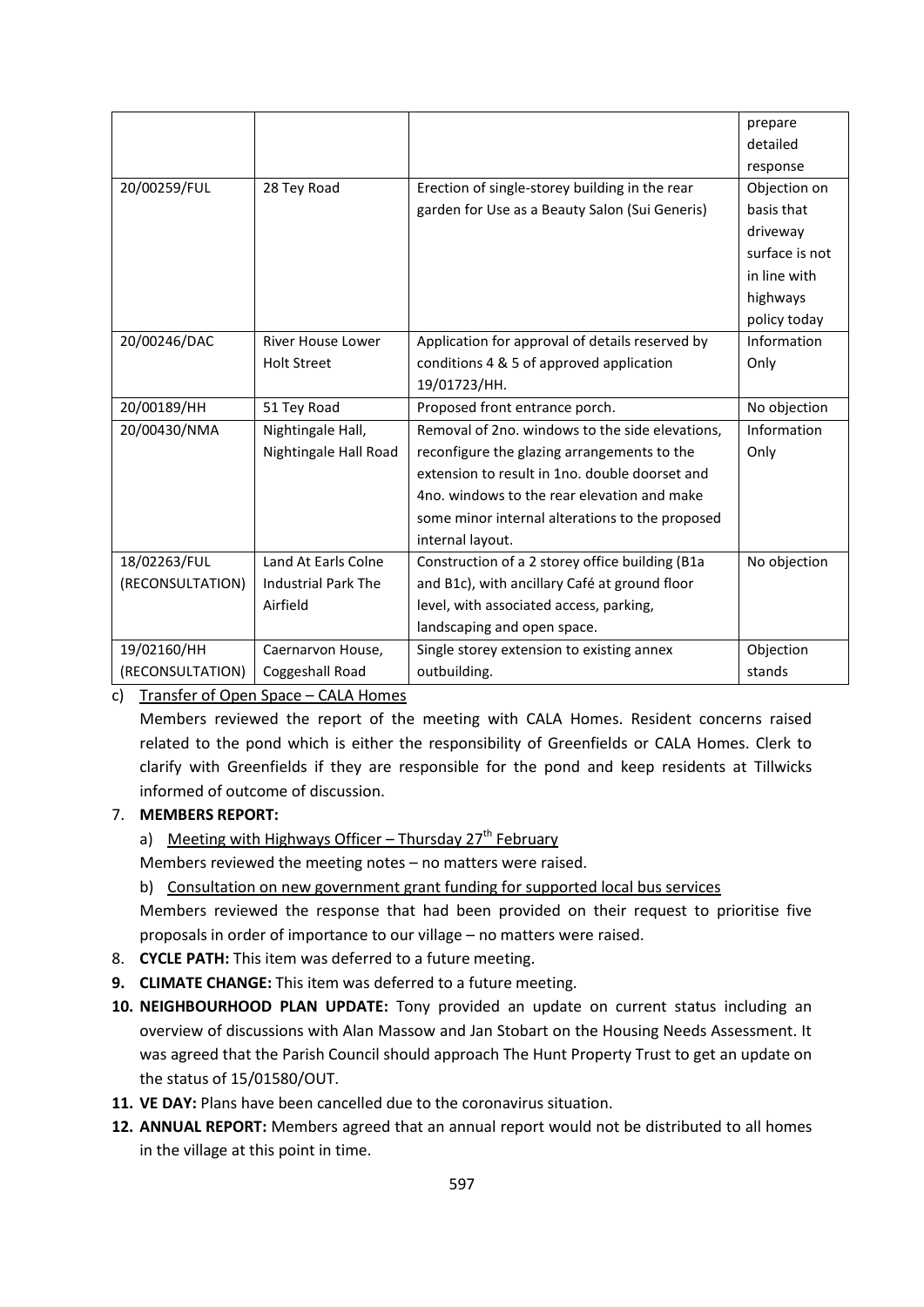|  |  |  | prepare detailed response |
| --- | --- | --- | --- |
| 20/00259/FUL | 28 Tey Road | Erection of single-storey building in the rear garden for Use as a Beauty Salon (Sui Generis) | Objection on basis that driveway surface is not in line with highways policy today |
| 20/00246/DAC | River House Lower Holt Street | Application for approval of details reserved by conditions 4 & 5 of approved application 19/01723/HH. | Information Only |
| 20/00189/HH | 51 Tey Road | Proposed front entrance porch. | No objection |
| 20/00430/NMA | Nightingale Hall, Nightingale Hall Road | Removal of 2no. windows to the side elevations, reconfigure the glazing arrangements to the extension to result in 1no. double doorset and 4no. windows to the rear elevation and make some minor internal alterations to the proposed internal layout. | Information Only |
| 18/02263/FUL (RECONSULTATION) | Land At Earls Colne Industrial Park The Airfield | Construction of a 2 storey office building (B1a and B1c), with ancillary Café at ground floor level, with associated access, parking, landscaping and open space. | No objection |
| 19/02160/HH (RECONSULTATION) | Caernarvon House, Coggeshall Road | Single storey extension to existing annex outbuilding. | Objection stands |

c) Transfer of Open Space – CALA Homes

Members reviewed the report of the meeting with CALA Homes. Resident concerns raised related to the pond which is either the responsibility of Greenfields or CALA Homes. Clerk to clarify with Greenfields if they are responsible for the pond and keep residents at Tillwicks informed of outcome of discussion.

7. **MEMBERS REPORT:**

   a) Meeting with Highways Officer – Thursday 27th February

   Members reviewed the meeting notes – no matters were raised.

   b) Consultation on new government grant funding for supported local bus services

   Members reviewed the response that had been provided on their request to prioritise five proposals in order of importance to our village – no matters were raised.

8. **CYCLE PATH:** This item was deferred to a future meeting.
9. **CLIMATE CHANGE:** This item was deferred to a future meeting.
10. **NEIGHBOURHOOD PLAN UPDATE:** Tony provided an update on current status including an overview of discussions with Alan Massow and Jan Stobart on the Housing Needs Assessment. It was agreed that the Parish Council should approach The Hunt Property Trust to get an update on the status of 15/01580/OUT.
11. **VE DAY:** Plans have been cancelled due to the coronavirus situation.
12. **ANNUAL REPORT:** Members agreed that an annual report would not be distributed to all homes in the village at this point in time.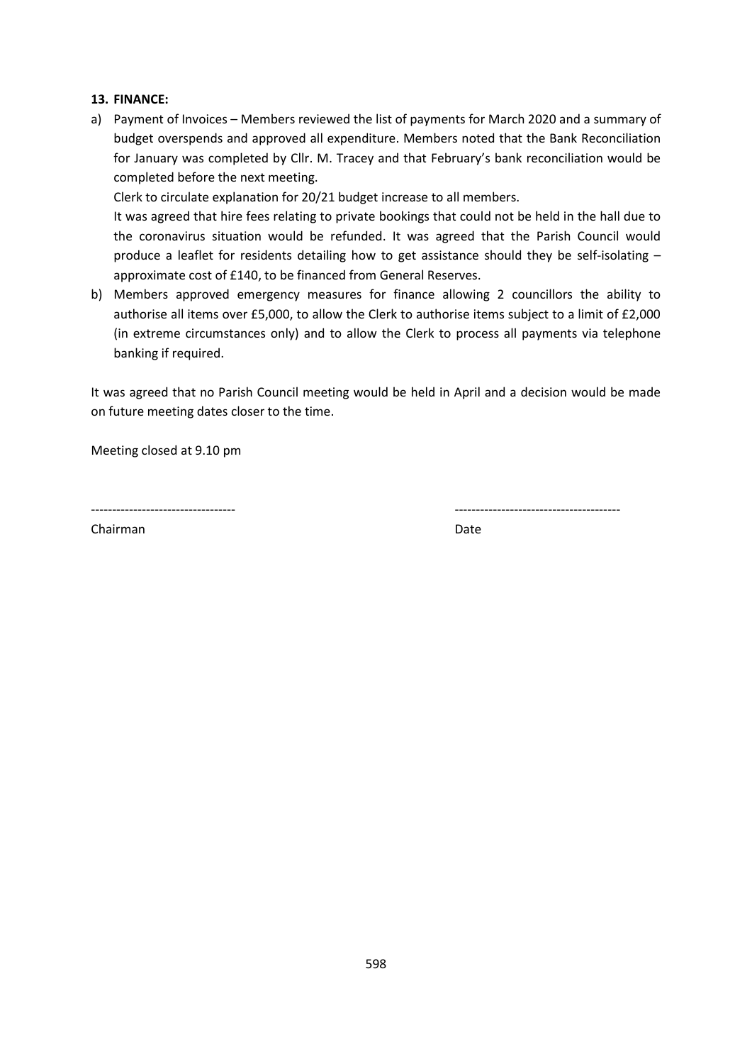**13. FINANCE:**

a) Payment of Invoices – Members reviewed the list of payments for March 2020 and a summary of budget overspends and approved all expenditure. Members noted that the Bank Reconciliation for January was completed by Cllr. M. Tracey and that February's bank reconciliation would be completed before the next meeting.

   Clerk to circulate explanation for 20/21 budget increase to all members.

   It was agreed that hire fees relating to private bookings that could not be held in the hall due to the coronavirus situation would be refunded. It was agreed that the Parish Council would produce a leaflet for residents detailing how to get assistance should they be self-isolating – approximate cost of £140, to be financed from General Reserves.

b) Members approved emergency measures for finance allowing 2 councillors the ability to authorise all items over £5,000, to allow the Clerk to authorise items subject to a limit of £2,000 (in extreme circumstances only) and to allow the Clerk to process all payments via telephone banking if required.

It was agreed that no Parish Council meeting would be held in April and a decision would be made on future meeting dates closer to the time.

Meeting closed at 9.10 pm

---------------------------------- ---------------------------------------

Chairman Date